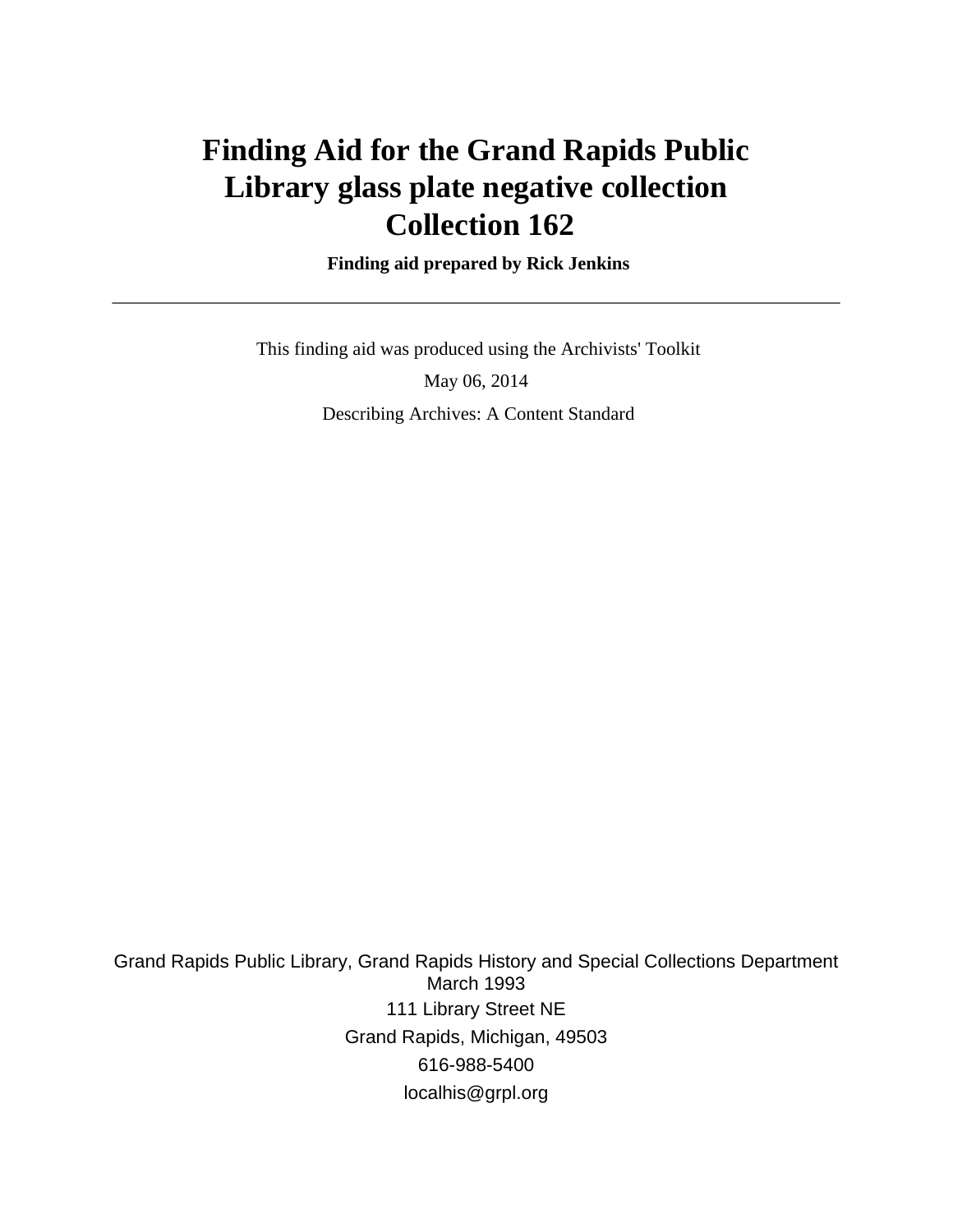# Finding Aid for the Grand Rapids Public Library glass plate negative collection Collection 162

**Finding aid prepared by Rick Jenkins**

---

This finding aid was produced using the Archivists' Toolkit

May 06, 2014

Describing Archives: A Content Standard

Grand Rapids Public Library, Grand Rapids History and Special Collections Department
March 1993
111 Library Street NE
Grand Rapids, Michigan, 49503
616-988-5400
localhis@grpl.org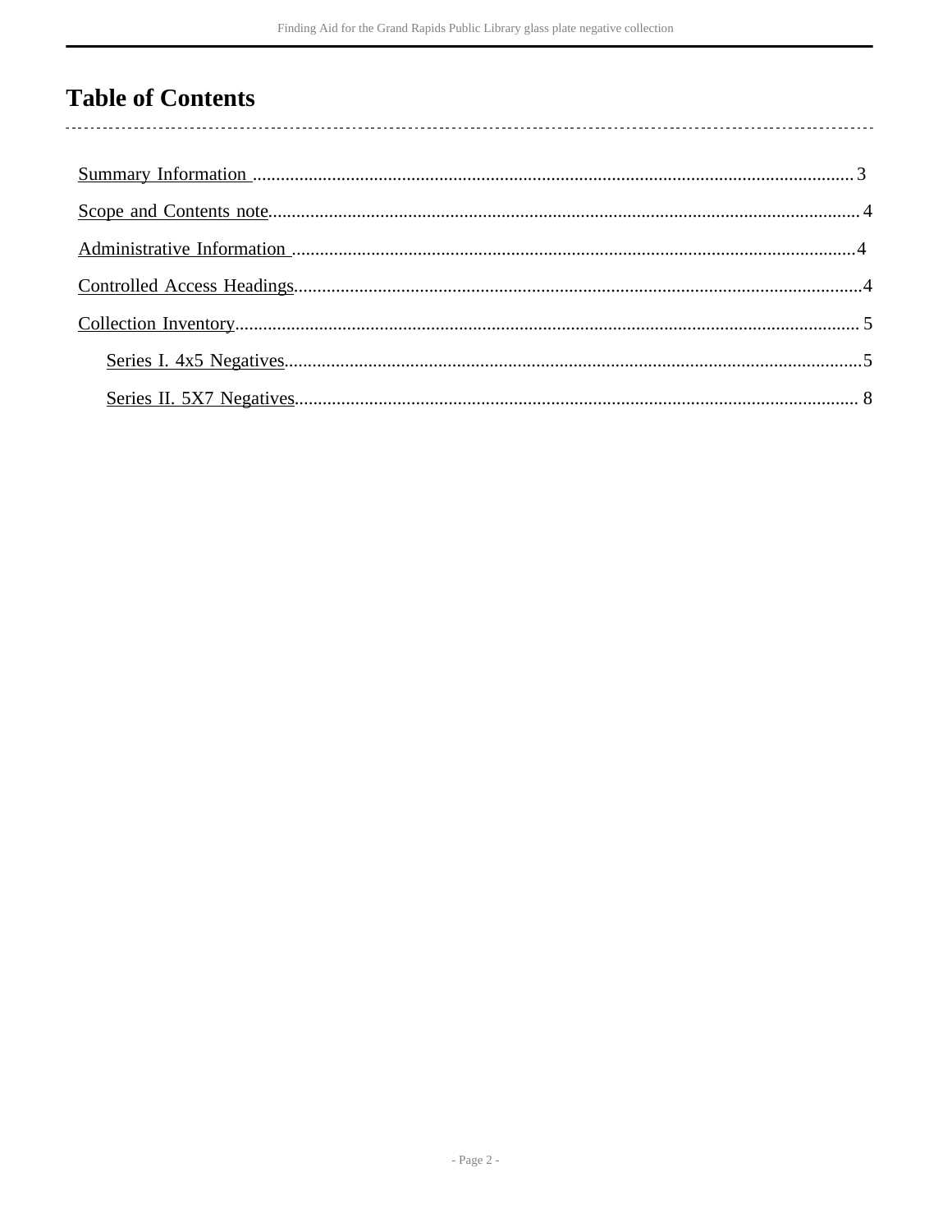# Table of Contents

- Summary Information ........................................................ 3
- Scope and Contents note .................................................... 4
- Administrative Information ................................................. 4
- Controlled Access Headings ................................................. 4
- Collection Inventory ....................................................... 5
  - Series I. 4x5 Negatives .................................................. 5
  - Series II. 5X7 Negatives ................................................. 8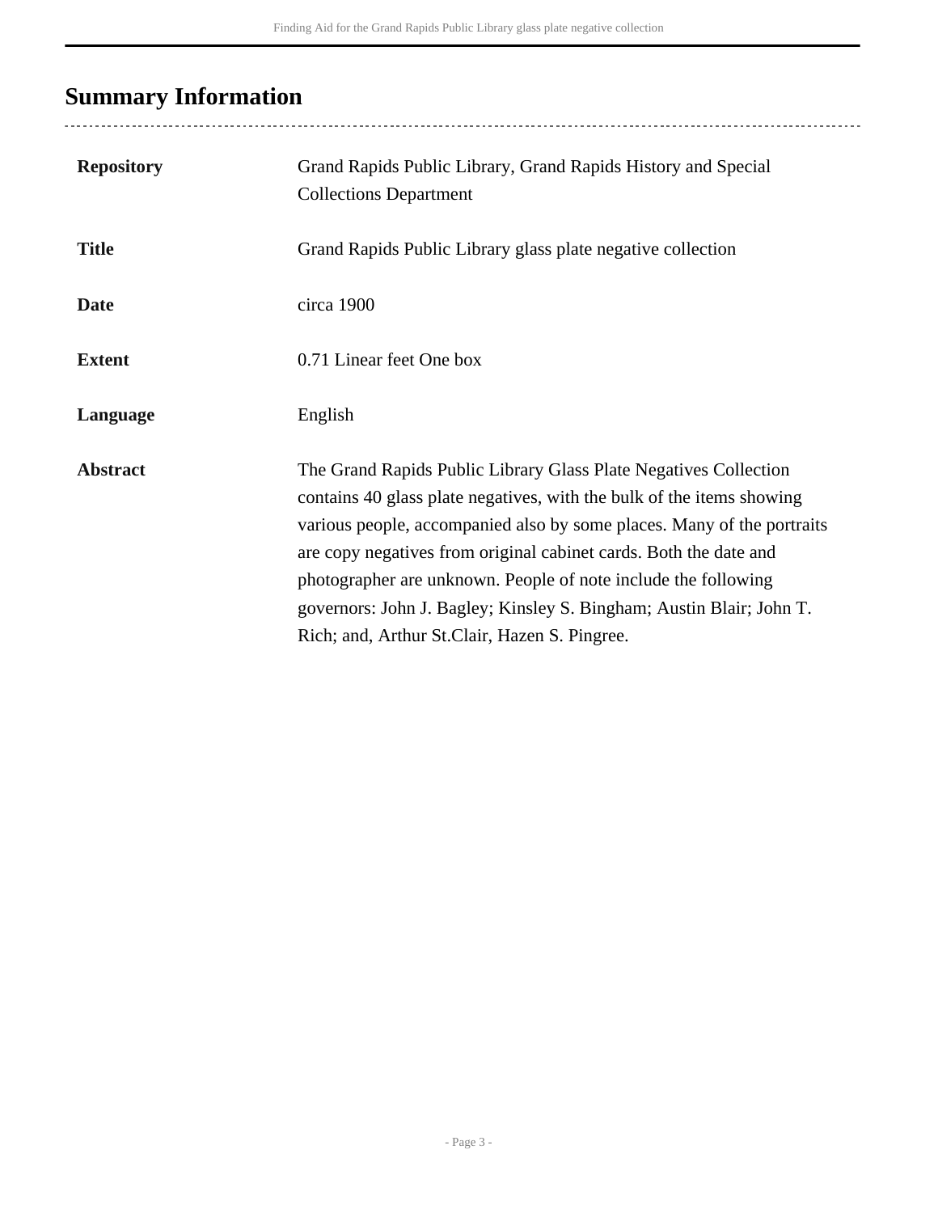## Summary Information

| | |
|---|---|
| **Repository** | Grand Rapids Public Library, Grand Rapids History and Special Collections Department |
| **Title** | Grand Rapids Public Library glass plate negative collection |
| **Date** | circa 1900 |
| **Extent** | 0.71 Linear feet One box |
| **Language** | English |
| **Abstract** | The Grand Rapids Public Library Glass Plate Negatives Collection contains 40 glass plate negatives, with the bulk of the items showing various people, accompanied also by some places. Many of the portraits are copy negatives from original cabinet cards. Both the date and photographer are unknown. People of note include the following governors: John J. Bagley; Kinsley S. Bingham; Austin Blair; John T. Rich; and, Arthur St.Clair, Hazen S. Pingree. |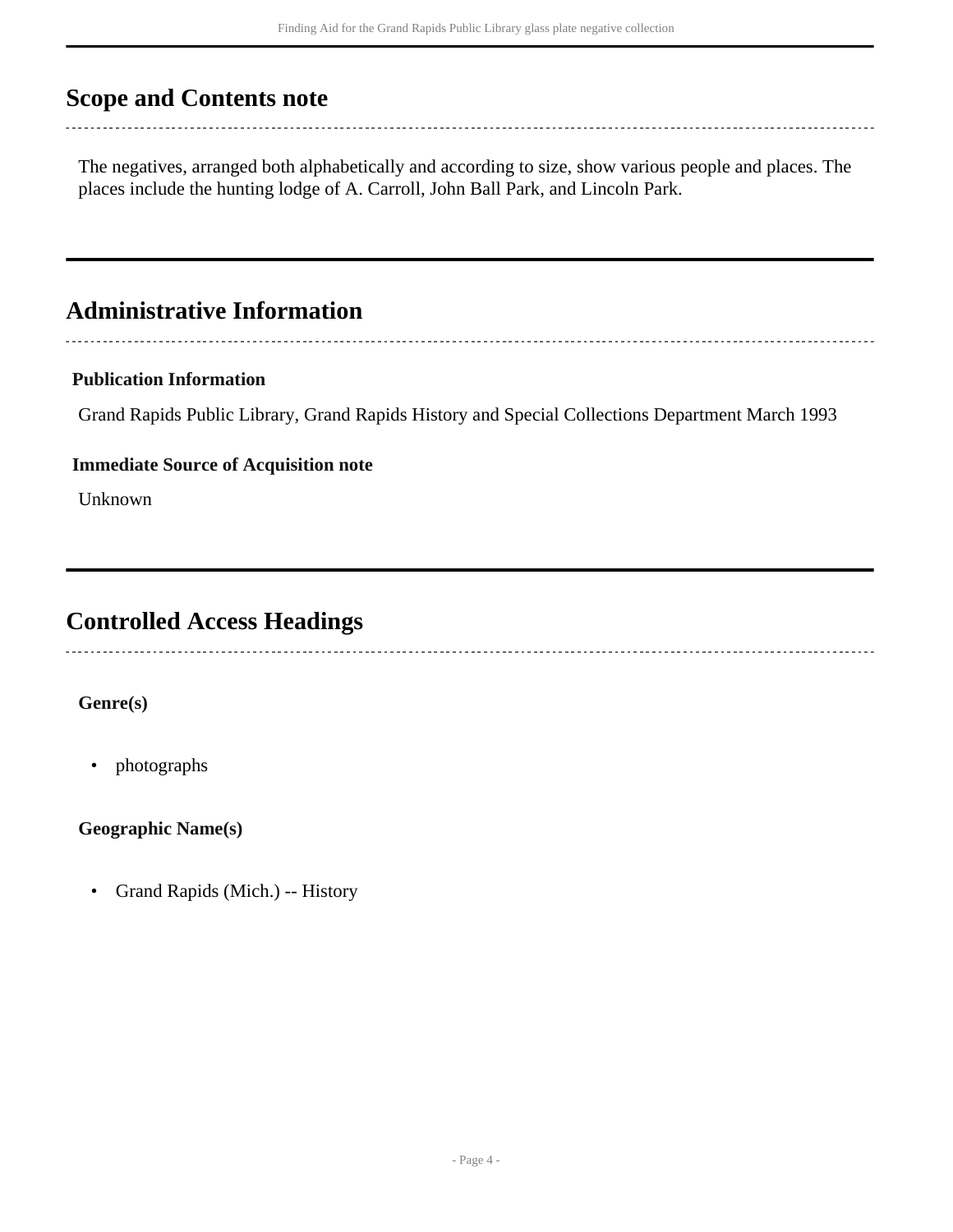## Scope and Contents note

The negatives, arranged both alphabetically and according to size, show various people and places. The places include the hunting lodge of A. Carroll, John Ball Park, and Lincoln Park.

## Administrative Information

### Publication Information

Grand Rapids Public Library, Grand Rapids History and Special Collections Department March 1993

### Immediate Source of Acquisition note

Unknown

## Controlled Access Headings

**Genre(s)**

- photographs

**Geographic Name(s)**

- Grand Rapids (Mich.) -- History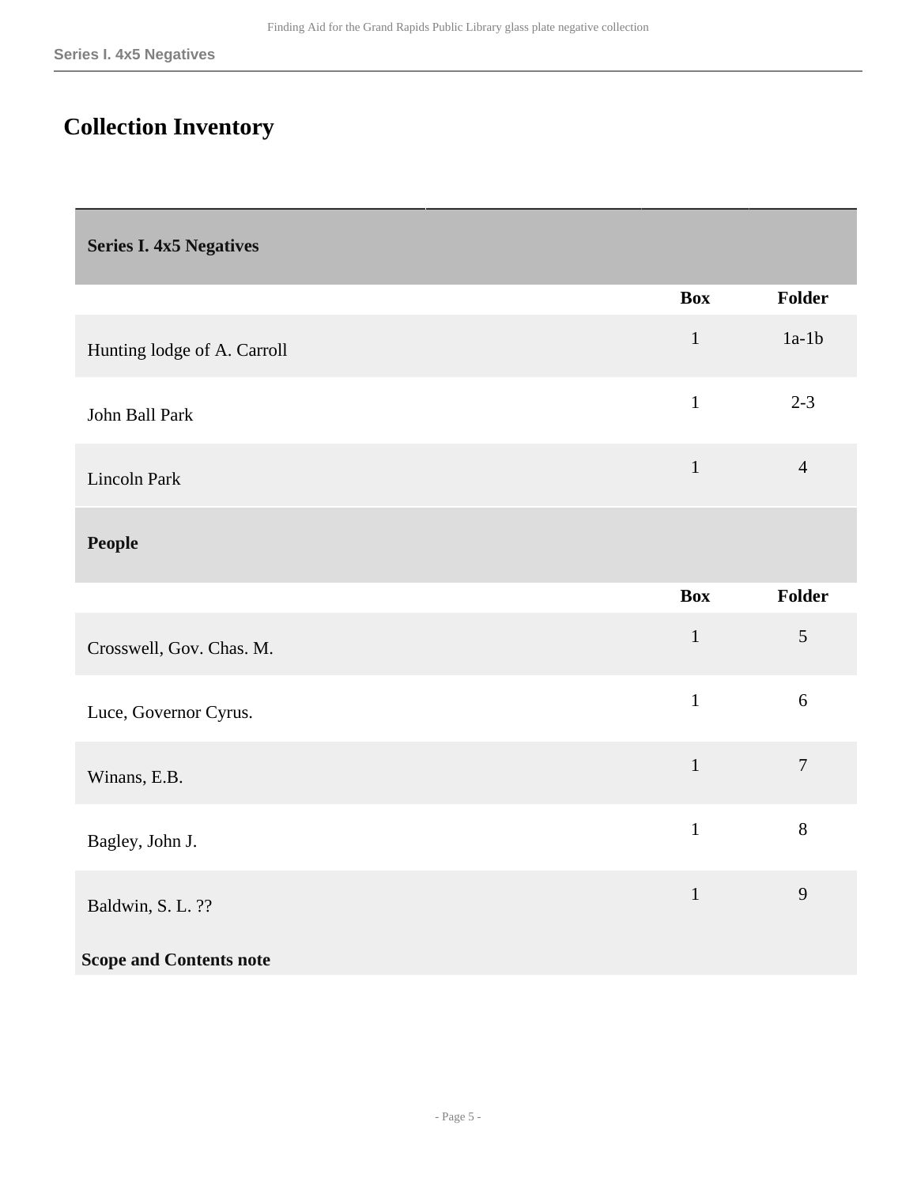# Collection Inventory

## Series I. 4x5 Negatives

| | Box | Folder |
|---|---|---|
| Hunting lodge of A. Carroll | 1 | 1a-1b |
| John Ball Park | 1 | 2-3 |
| Lincoln Park | 1 | 4 |

### People

| | Box | Folder |
|---|---|---|
| Crosswell, Gov. Chas. M. | 1 | 5 |
| Luce, Governor Cyrus. | 1 | 6 |
| Winans, E.B. | 1 | 7 |
| Bagley, John J. | 1 | 8 |
| Baldwin, S. L. ?? | 1 | 9 |

**Scope and Contents note**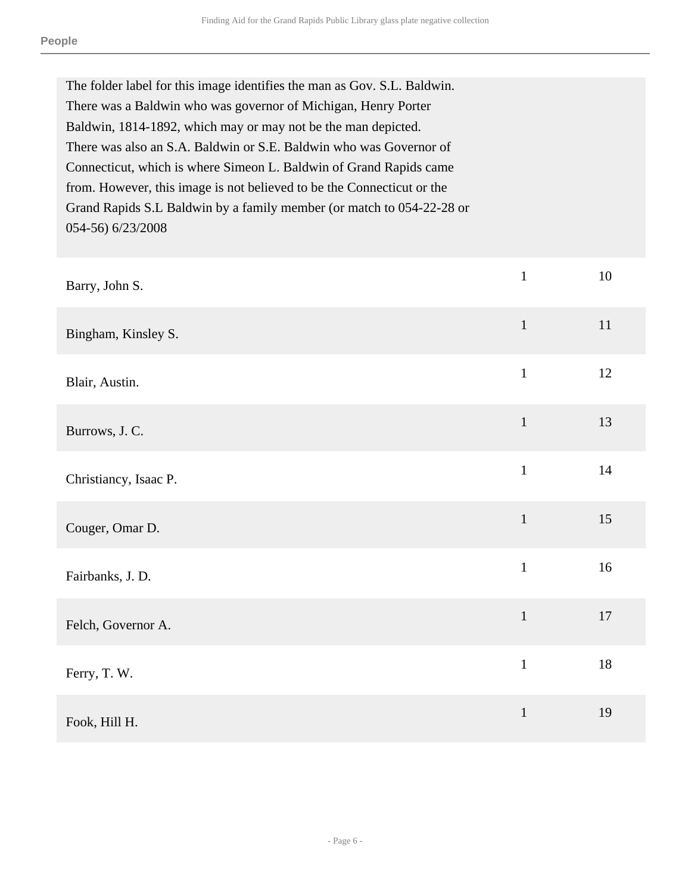The folder label for this image identifies the man as Gov. S.L. Baldwin. There was a Baldwin who was governor of Michigan, Henry Porter Baldwin, 1814-1892, which may or may not be the man depicted. There was also an S.A. Baldwin or S.E. Baldwin who was Governor of Connecticut, which is where Simeon L. Baldwin of Grand Rapids came from. However, this image is not believed to be the Connecticut or the Grand Rapids S.L Baldwin by a family member (or match to 054-22-28 or 054-56) 6/23/2008

| | | |
|---|---|---|
| Barry, John S. | 1 | 10 |
| Bingham, Kinsley S. | 1 | 11 |
| Blair, Austin. | 1 | 12 |
| Burrows, J. C. | 1 | 13 |
| Christiancy, Isaac P. | 1 | 14 |
| Couger, Omar D. | 1 | 15 |
| Fairbanks, J. D. | 1 | 16 |
| Felch, Governor A. | 1 | 17 |
| Ferry, T. W. | 1 | 18 |
| Fook, Hill H. | 1 | 19 |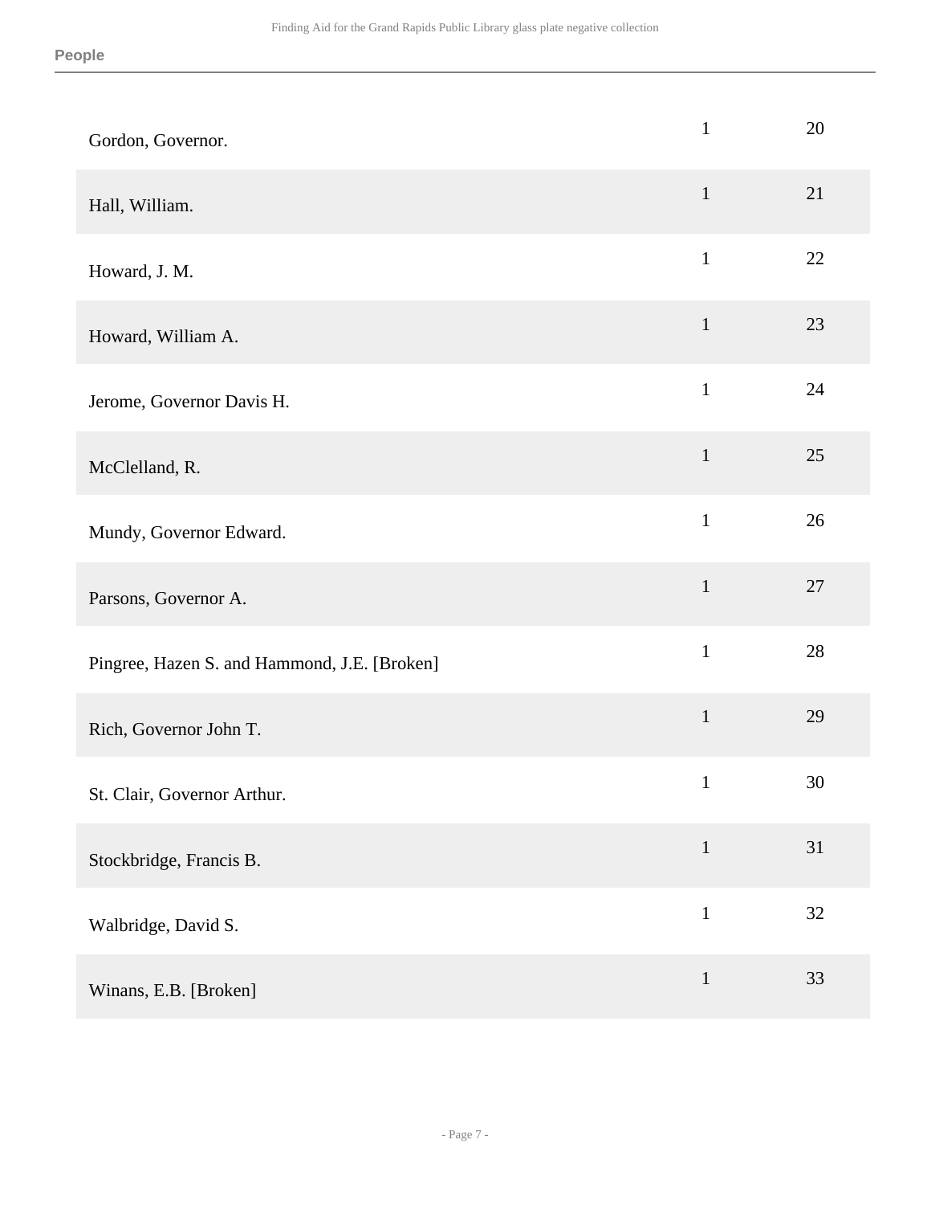| | | |
|---|---|---|
| Gordon, Governor. | 1 | 20 |
| Hall, William. | 1 | 21 |
| Howard, J. M. | 1 | 22 |
| Howard, William A. | 1 | 23 |
| Jerome, Governor Davis H. | 1 | 24 |
| McClelland, R. | 1 | 25 |
| Mundy, Governor Edward. | 1 | 26 |
| Parsons, Governor A. | 1 | 27 |
| Pingree, Hazen S. and Hammond, J.E. [Broken] | 1 | 28 |
| Rich, Governor John T. | 1 | 29 |
| St. Clair, Governor Arthur. | 1 | 30 |
| Stockbridge, Francis B. | 1 | 31 |
| Walbridge, David S. | 1 | 32 |
| Winans, E.B. [Broken] | 1 | 33 |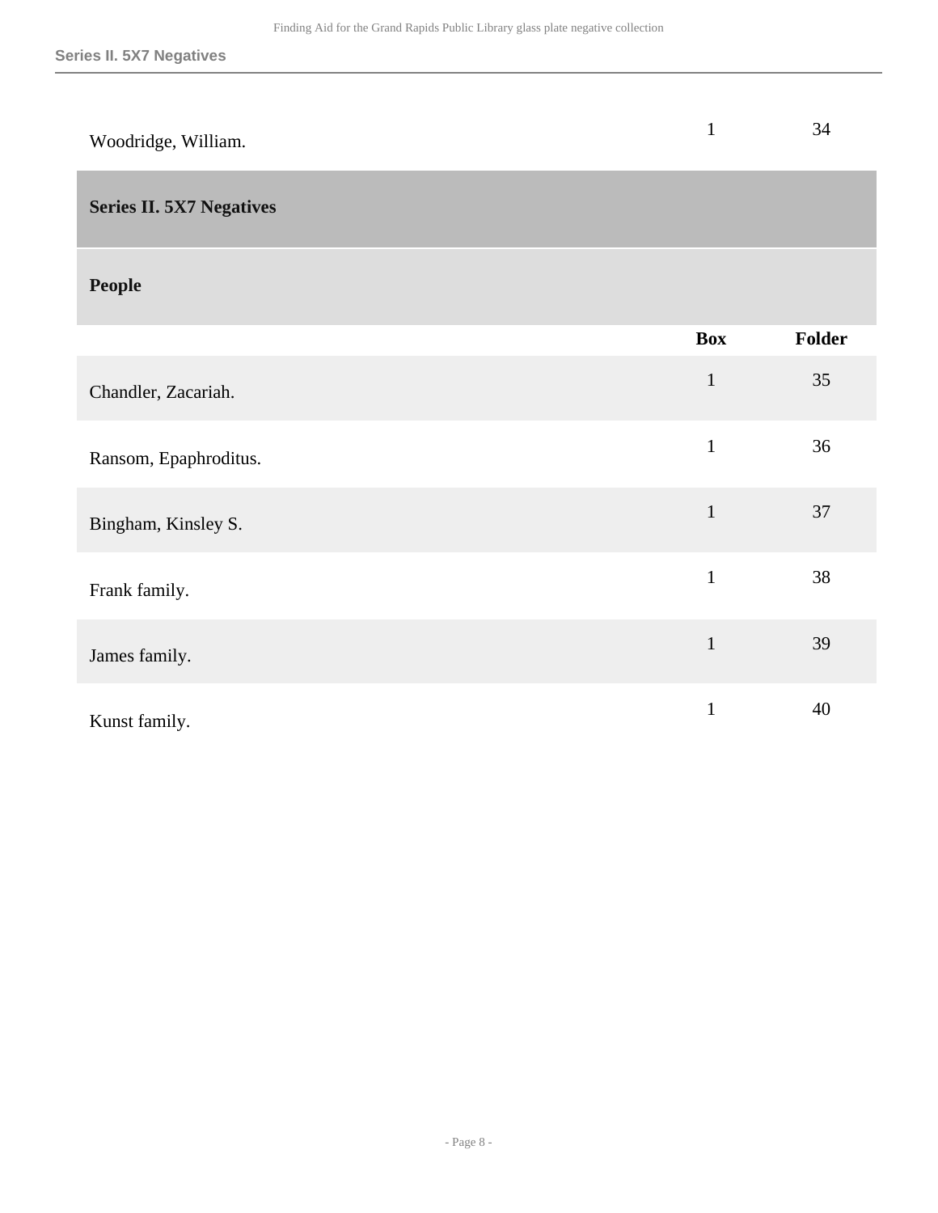| | | |
|---|---|---|
| Woodridge, William. | 1 | 34 |

## Series II. 5X7 Negatives

### People

| | Box | Folder |
|---|---|---|
| Chandler, Zacariah. | 1 | 35 |
| Ransom, Epaphroditus. | 1 | 36 |
| Bingham, Kinsley S. | 1 | 37 |
| Frank family. | 1 | 38 |
| James family. | 1 | 39 |
| Kunst family. | 1 | 40 |